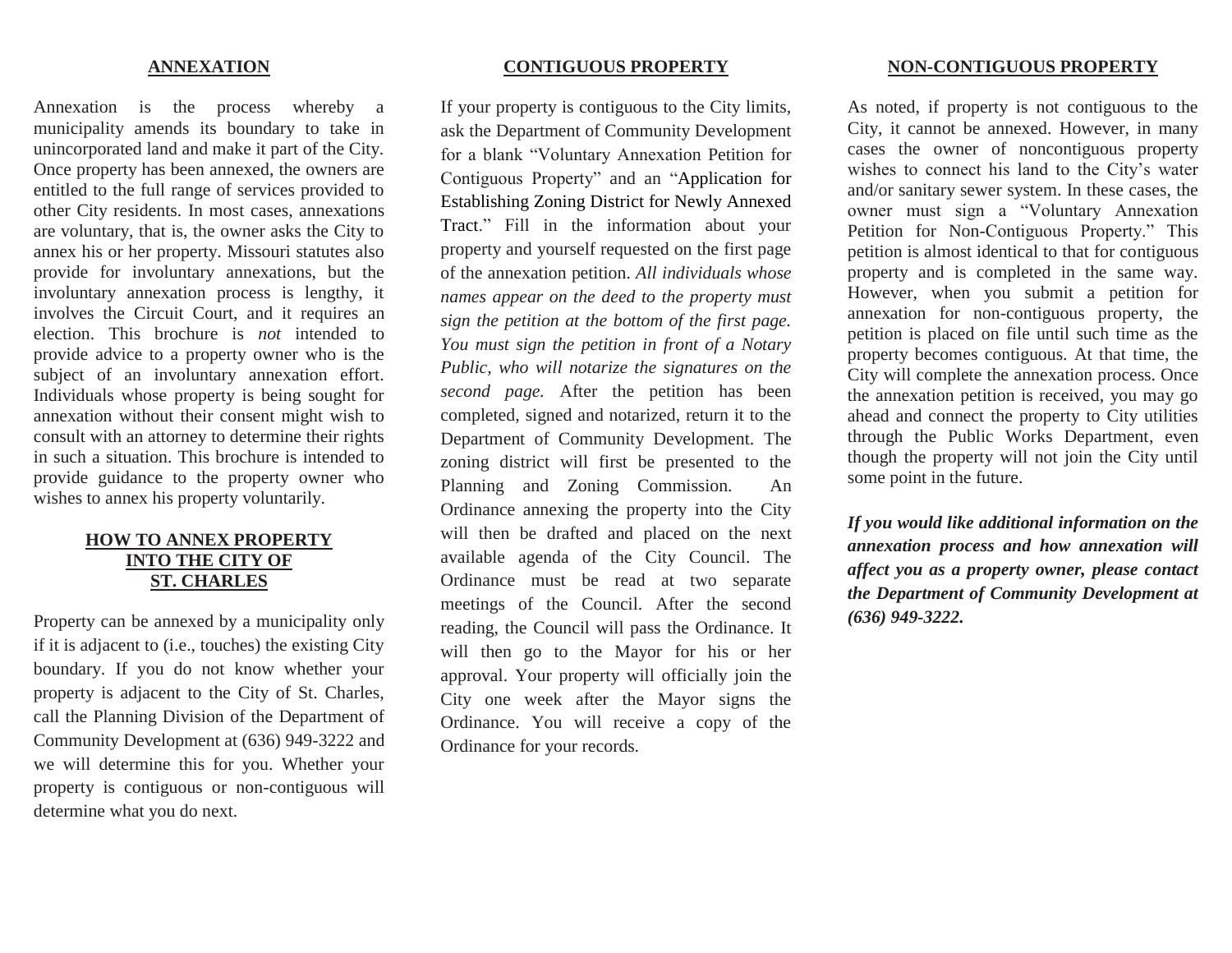## ANNEXATION

Annexation is the process whereby a municipality amends its boundary to take in unincorporated land and make it part of the City. Once property has been annexed, the owners are entitled to the full range of services provided to other City residents. In most cases, annexations are voluntary, that is, the owner asks the City to annex his or her property. Missouri statutes also provide for involuntary annexations, but the involuntary annexation process is lengthy, it involves the Circuit Court, and it requires an election. This brochure is *not* intended to provide advice to a property owner who is the subject of an involuntary annexation effort. Individuals whose property is being sought for annexation without their consent might wish to consult with an attorney to determine their rights in such a situation. This brochure is intended to provide guidance to the property owner who wishes to annex his property voluntarily.

## HOW TO ANNEX PROPERTY INTO THE CITY OF ST. CHARLES

Property can be annexed by a municipality only if it is adjacent to (i.e., touches) the existing City boundary. If you do not know whether your property is adjacent to the City of St. Charles, call the Planning Division of the Department of Community Development at (636) 949-3222 and we will determine this for you. Whether your property is contiguous or non-contiguous will determine what you do next.

## CONTIGUOUS PROPERTY

If your property is contiguous to the City limits, ask the Department of Community Development for a blank "Voluntary Annexation Petition for Contiguous Property" and an "Application for Establishing Zoning District for Newly Annexed Tract." Fill in the information about your property and yourself requested on the first page of the annexation petition. *All individuals whose names appear on the deed to the property must sign the petition at the bottom of the first page. You must sign the petition in front of a Notary Public, who will notarize the signatures on the second page.* After the petition has been completed, signed and notarized, return it to the Department of Community Development. The zoning district will first be presented to the Planning and Zoning Commission. An Ordinance annexing the property into the City will then be drafted and placed on the next available agenda of the City Council. The Ordinance must be read at two separate meetings of the Council. After the second reading, the Council will pass the Ordinance. It will then go to the Mayor for his or her approval. Your property will officially join the City one week after the Mayor signs the Ordinance. You will receive a copy of the Ordinance for your records.

## NON-CONTIGUOUS PROPERTY

As noted, if property is not contiguous to the City, it cannot be annexed. However, in many cases the owner of noncontiguous property wishes to connect his land to the City's water and/or sanitary sewer system. In these cases, the owner must sign a "Voluntary Annexation Petition for Non-Contiguous Property." This petition is almost identical to that for contiguous property and is completed in the same way. However, when you submit a petition for annexation for non-contiguous property, the petition is placed on file until such time as the property becomes contiguous. At that time, the City will complete the annexation process. Once the annexation petition is received, you may go ahead and connect the property to City utilities through the Public Works Department, even though the property will not join the City until some point in the future.

***If you would like additional information on the annexation process and how annexation will affect you as a property owner, please contact the Department of Community Development at (636) 949-3222.***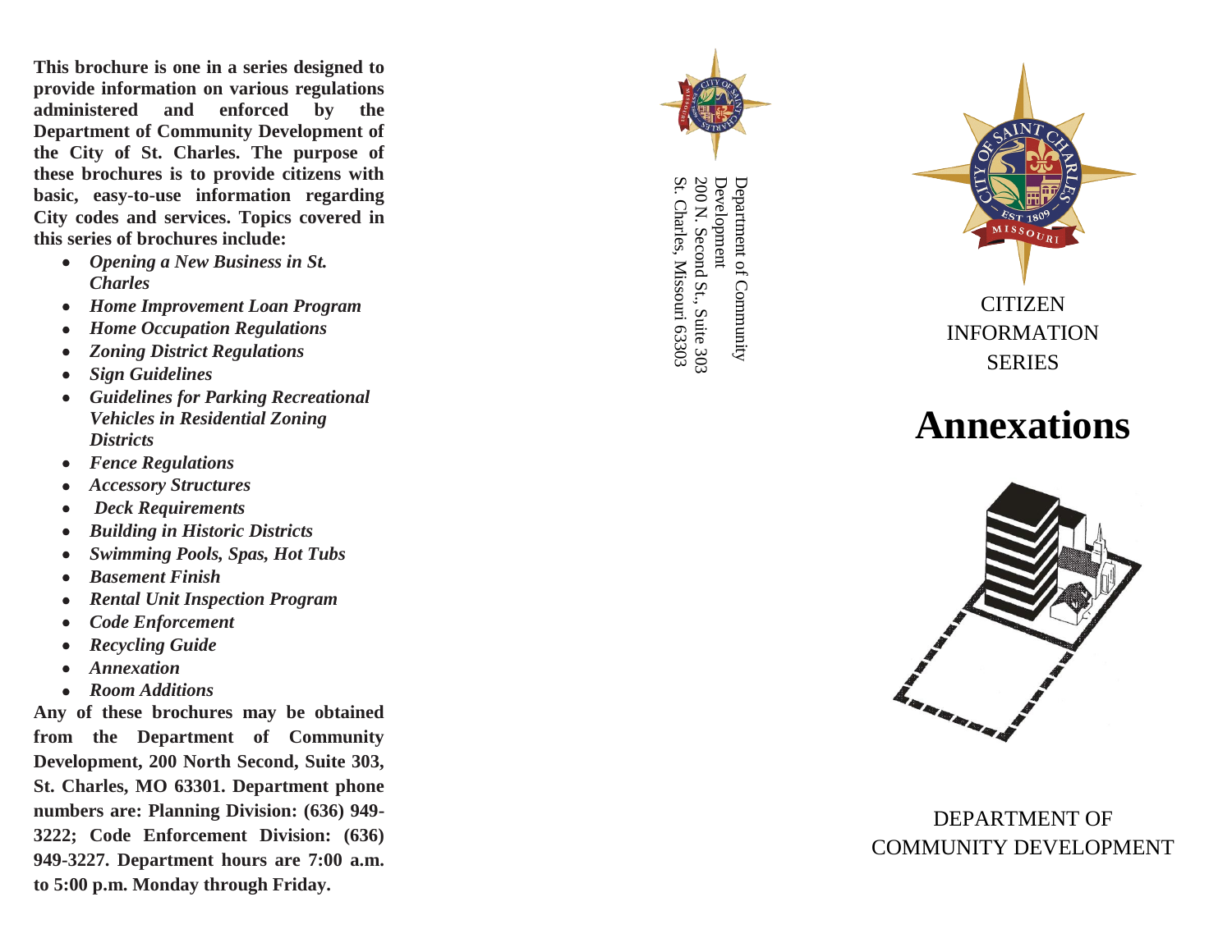**This brochure is one in a series designed to provide information on various regulations administered and enforced by the Department of Community Development of the City of St. Charles. The purpose of these brochures is to provide citizens with basic, easy-to-use information regarding City codes and services. Topics covered in this series of brochures include:**

- ***Opening a New Business in St. Charles***
- ***Home Improvement Loan Program***
- ***Home Occupation Regulations***
- ***Zoning District Regulations***
- ***Sign Guidelines***
- ***Guidelines for Parking Recreational Vehicles in Residential Zoning Districts***
- ***Fence Regulations***
- ***Accessory Structures***
- ***Deck Requirements***
- ***Building in Historic Districts***
- ***Swimming Pools, Spas, Hot Tubs***
- ***Basement Finish***
- ***Rental Unit Inspection Program***
- ***Code Enforcement***
- ***Recycling Guide***
- ***Annexation***
- ***Room Additions***

**Any of these brochures may be obtained from the Department of Community Development, 200 North Second, Suite 303, St. Charles, MO 63301. Department phone numbers are: Planning Division: (636) 949-3222; Code Enforcement Division: (636) 949-3227. Department hours are 7:00 a.m. to 5:00 p.m. Monday through Friday.**

Department of Community Development
200 N. Second St., Suite 303
St. Charles, Missouri 63303

CITIZEN INFORMATION SERIES

# Annexations

DEPARTMENT OF COMMUNITY DEVELOPMENT